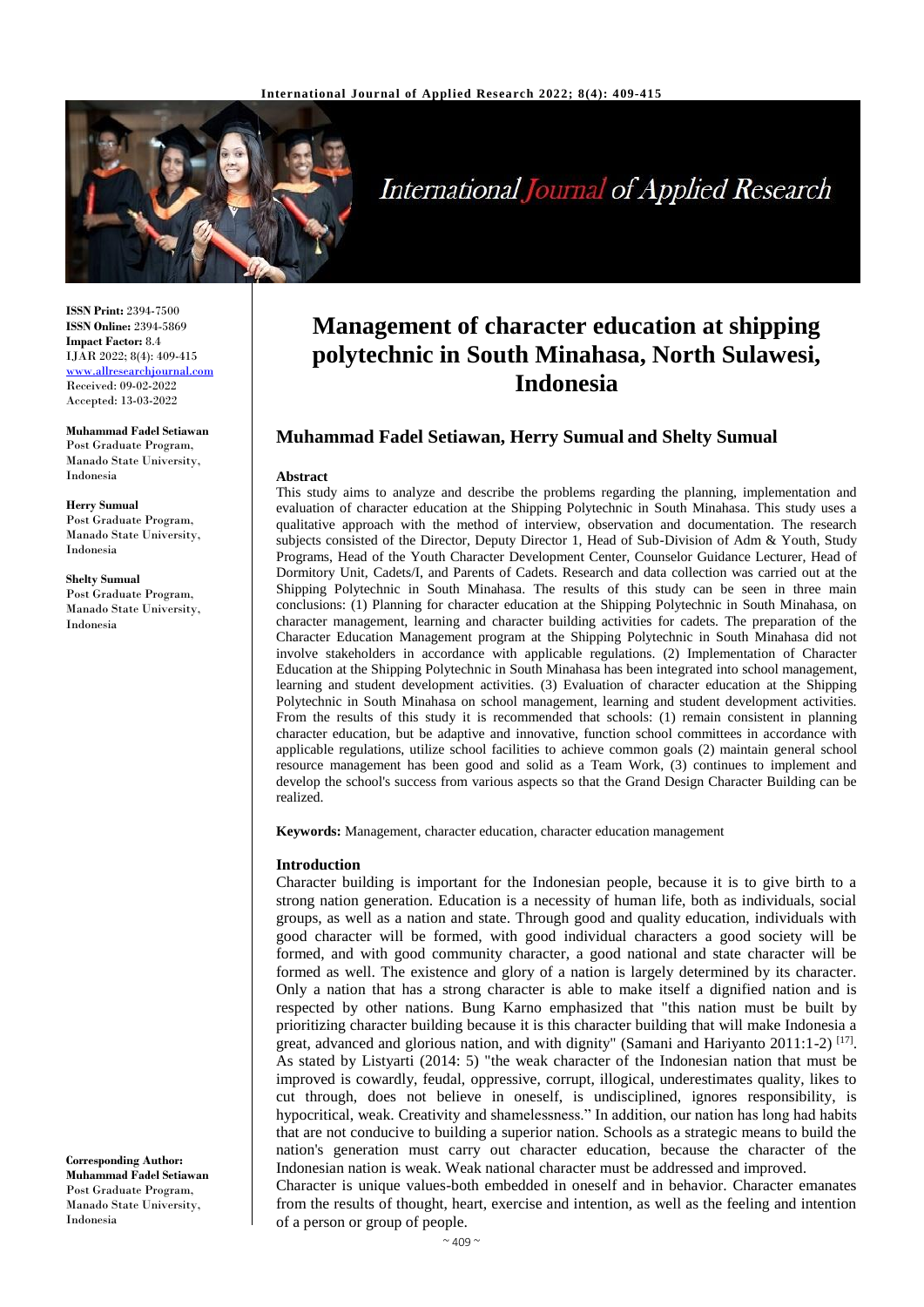**ISSN Print:** 2394-7500
**ISSN Online:** 2394-5869
**Impact Factor:** 8.4
IJAR 2022; 8(4): 409-415
www.allresearchjournal.com
Received: 09-02-2022
Accepted: 13-03-2022

**Muhammad Fadel Setiawan**
Post Graduate Program, Manado State University, Indonesia

**Herry Sumual**
Post Graduate Program, Manado State University, Indonesia

**Shelty Sumual**
Post Graduate Program, Manado State University, Indonesia

**Corresponding Author:**
**Muhammad Fadel Setiawan**
Post Graduate Program, Manado State University, Indonesia

# Management of character education at shipping polytechnic in South Minahasa, North Sulawesi, Indonesia

## Muhammad Fadel Setiawan, Herry Sumual and Shelty Sumual

**Abstract**

This study aims to analyze and describe the problems regarding the planning, implementation and evaluation of character education at the Shipping Polytechnic in South Minahasa. This study uses a qualitative approach with the method of interview, observation and documentation. The research subjects consisted of the Director, Deputy Director 1, Head of Sub-Division of Adm & Youth, Study Programs, Head of the Youth Character Development Center, Counselor Guidance Lecturer, Head of Dormitory Unit, Cadets/I, and Parents of Cadets. Research and data collection was carried out at the Shipping Polytechnic in South Minahasa. The results of this study can be seen in three main conclusions: (1) Planning for character education at the Shipping Polytechnic in South Minahasa, on character management, learning and character building activities for cadets. The preparation of the Character Education Management program at the Shipping Polytechnic in South Minahasa did not involve stakeholders in accordance with applicable regulations. (2) Implementation of Character Education at the Shipping Polytechnic in South Minahasa has been integrated into school management, learning and student development activities. (3) Evaluation of character education at the Shipping Polytechnic in South Minahasa on school management, learning and student development activities. From the results of this study it is recommended that schools: (1) remain consistent in planning character education, but be adaptive and innovative, function school committees in accordance with applicable regulations, utilize school facilities to achieve common goals (2) maintain general school resource management has been good and solid as a Team Work, (3) continues to implement and develop the school's success from various aspects so that the Grand Design Character Building can be realized.

**Keywords:** Management, character education, character education management

**Introduction**

Character building is important for the Indonesian people, because it is to give birth to a strong nation generation. Education is a necessity of human life, both as individuals, social groups, as well as a nation and state. Through good and quality education, individuals with good character will be formed, with good individual characters a good society will be formed, and with good community character, a good national and state character will be formed as well. The existence and glory of a nation is largely determined by its character. Only a nation that has a strong character is able to make itself a dignified nation and is respected by other nations. Bung Karno emphasized that "this nation must be built by prioritizing character building because it is this character building that will make Indonesia a great, advanced and glorious nation, and with dignity" (Samani and Hariyanto 2011:1-2) [17]. As stated by Listyarti (2014: 5) "the weak character of the Indonesian nation that must be improved is cowardly, feudal, oppressive, corrupt, illogical, underestimates quality, likes to cut through, does not believe in oneself, is undisciplined, ignores responsibility, is hypocritical, weak. Creativity and shamelessness." In addition, our nation has long had habits that are not conducive to building a superior nation. Schools as a strategic means to build the nation's generation must carry out character education, because the character of the Indonesian nation is weak. Weak national character must be addressed and improved.

Character is unique values-both embedded in oneself and in behavior. Character emanates from the results of thought, heart, exercise and intention, as well as the feeling and intention of a person or group of people.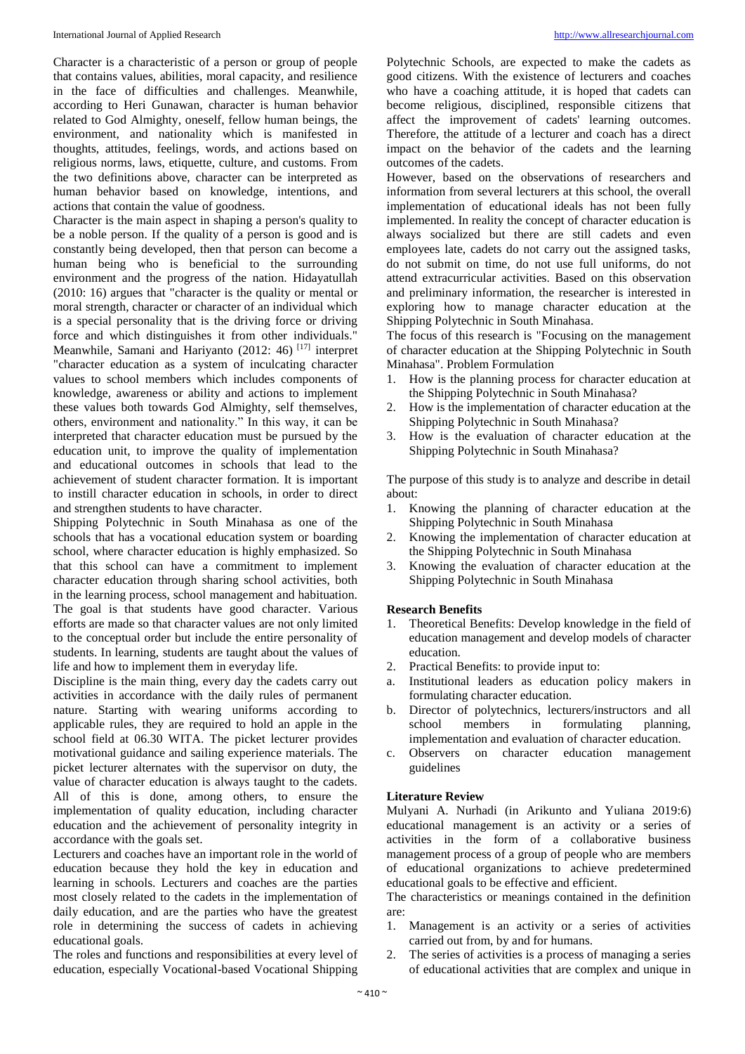Character is a characteristic of a person or group of people that contains values, abilities, moral capacity, and resilience in the face of difficulties and challenges. Meanwhile, according to Heri Gunawan, character is human behavior related to God Almighty, oneself, fellow human beings, the environment, and nationality which is manifested in thoughts, attitudes, feelings, words, and actions based on religious norms, laws, etiquette, culture, and customs. From the two definitions above, character can be interpreted as human behavior based on knowledge, intentions, and actions that contain the value of goodness.

Character is the main aspect in shaping a person's quality to be a noble person. If the quality of a person is good and is constantly being developed, then that person can become a human being who is beneficial to the surrounding environment and the progress of the nation. Hidayatullah (2010: 16) argues that "character is the quality or mental or moral strength, character or character of an individual which is a special personality that is the driving force or driving force and which distinguishes it from other individuals." Meanwhile, Samani and Hariyanto (2012: 46) [17] interpret "character education as a system of inculcating character values to school members which includes components of knowledge, awareness or ability and actions to implement these values both towards God Almighty, self themselves, others, environment and nationality." In this way, it can be interpreted that character education must be pursued by the education unit, to improve the quality of implementation and educational outcomes in schools that lead to the achievement of student character formation. It is important to instill character education in schools, in order to direct and strengthen students to have character.

Shipping Polytechnic in South Minahasa as one of the schools that has a vocational education system or boarding school, where character education is highly emphasized. So that this school can have a commitment to implement character education through sharing school activities, both in the learning process, school management and habituation. The goal is that students have good character. Various efforts are made so that character values are not only limited to the conceptual order but include the entire personality of students. In learning, students are taught about the values of life and how to implement them in everyday life.

Discipline is the main thing, every day the cadets carry out activities in accordance with the daily rules of permanent nature. Starting with wearing uniforms according to applicable rules, they are required to hold an apple in the school field at 06.30 WITA. The picket lecturer provides motivational guidance and sailing experience materials. The picket lecturer alternates with the supervisor on duty, the value of character education is always taught to the cadets. All of this is done, among others, to ensure the implementation of quality education, including character education and the achievement of personality integrity in accordance with the goals set.

Lecturers and coaches have an important role in the world of education because they hold the key in education and learning in schools. Lecturers and coaches are the parties most closely related to the cadets in the implementation of daily education, and are the parties who have the greatest role in determining the success of cadets in achieving educational goals.

The roles and functions and responsibilities at every level of education, especially Vocational-based Vocational Shipping Polytechnic Schools, are expected to make the cadets as good citizens. With the existence of lecturers and coaches who have a coaching attitude, it is hoped that cadets can become religious, disciplined, responsible citizens that affect the improvement of cadets' learning outcomes. Therefore, the attitude of a lecturer and coach has a direct impact on the behavior of the cadets and the learning outcomes of the cadets.

However, based on the observations of researchers and information from several lecturers at this school, the overall implementation of educational ideals has not been fully implemented. In reality the concept of character education is always socialized but there are still cadets and even employees late, cadets do not carry out the assigned tasks, do not submit on time, do not use full uniforms, do not attend extracurricular activities. Based on this observation and preliminary information, the researcher is interested in exploring how to manage character education at the Shipping Polytechnic in South Minahasa.

The focus of this research is "Focusing on the management of character education at the Shipping Polytechnic in South Minahasa". Problem Formulation

1. How is the planning process for character education at the Shipping Polytechnic in South Minahasa?
2. How is the implementation of character education at the Shipping Polytechnic in South Minahasa?
3. How is the evaluation of character education at the Shipping Polytechnic in South Minahasa?

The purpose of this study is to analyze and describe in detail about:

1. Knowing the planning of character education at the Shipping Polytechnic in South Minahasa
2. Knowing the implementation of character education at the Shipping Polytechnic in South Minahasa
3. Knowing the evaluation of character education at the Shipping Polytechnic in South Minahasa

### Research Benefits

1. Theoretical Benefits: Develop knowledge in the field of education management and develop models of character education.
2. Practical Benefits: to provide input to:
   a. Institutional leaders as education policy makers in formulating character education.
   b. Director of polytechnics, lecturers/instructors and all school members in formulating planning, implementation and evaluation of character education.
   c. Observers on character education management guidelines

### Literature Review

Mulyani A. Nurhadi (in Arikunto and Yuliana 2019:6) educational management is an activity or a series of activities in the form of a collaborative business management process of a group of people who are members of educational organizations to achieve predetermined educational goals to be effective and efficient.

The characteristics or meanings contained in the definition are:

1. Management is an activity or a series of activities carried out from, by and for humans.
2. The series of activities is a process of managing a series of educational activities that are complex and unique in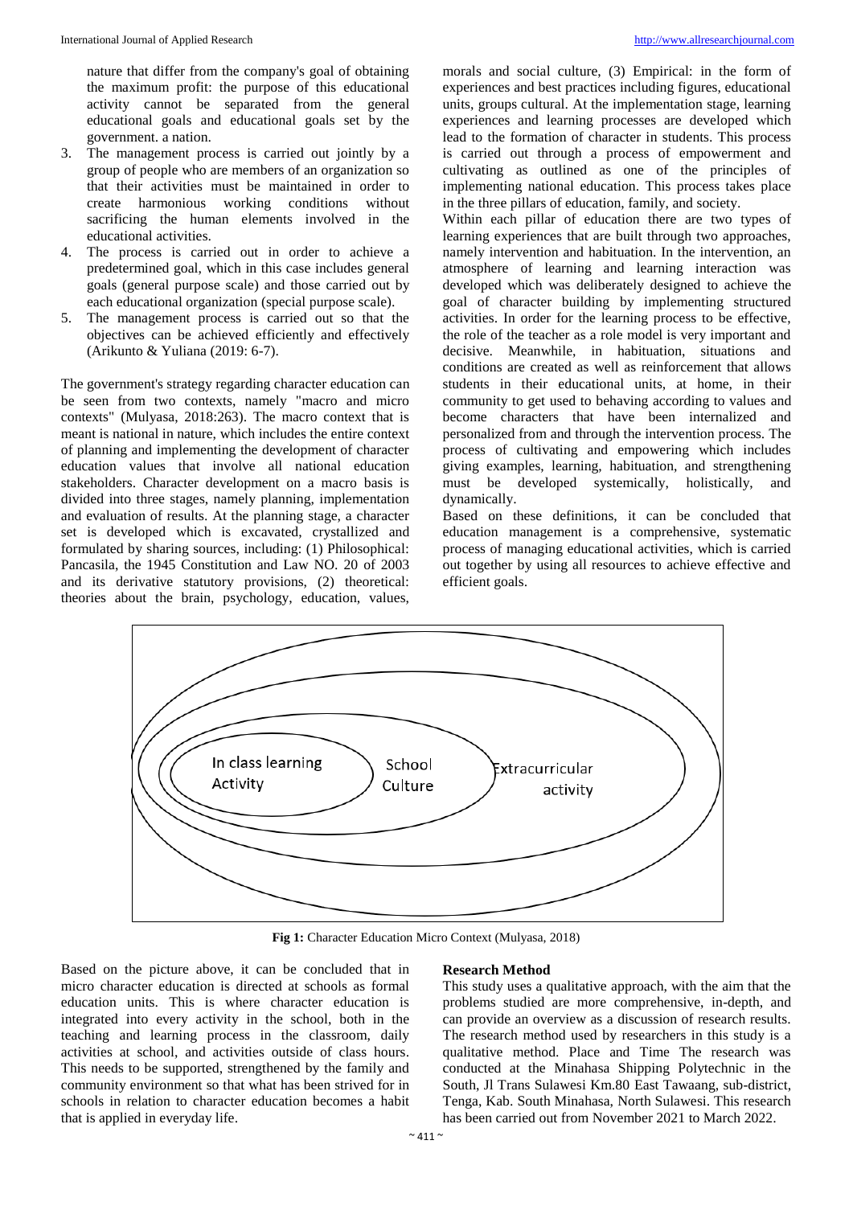nature that differ from the company's goal of obtaining the maximum profit: the purpose of this educational activity cannot be separated from the general educational goals and educational goals set by the government. a nation.

3. The management process is carried out jointly by a group of people who are members of an organization so that their activities must be maintained in order to create harmonious working conditions without sacrificing the human elements involved in the educational activities.
4. The process is carried out in order to achieve a predetermined goal, which in this case includes general goals (general purpose scale) and those carried out by each educational organization (special purpose scale).
5. The management process is carried out so that the objectives can be achieved efficiently and effectively (Arikunto & Yuliana (2019: 6-7).

The government's strategy regarding character education can be seen from two contexts, namely "macro and micro contexts" (Mulyasa, 2018:263). The macro context that is meant is national in nature, which includes the entire context of planning and implementing the development of character education values that involve all national education stakeholders. Character development on a macro basis is divided into three stages, namely planning, implementation and evaluation of results. At the planning stage, a character set is developed which is excavated, crystallized and formulated by sharing sources, including: (1) Philosophical: Pancasila, the 1945 Constitution and Law NO. 20 of 2003 and its derivative statutory provisions, (2) theoretical: theories about the brain, psychology, education, values, morals and social culture, (3) Empirical: in the form of experiences and best practices including figures, educational units, groups cultural. At the implementation stage, learning experiences and learning processes are developed which lead to the formation of character in students. This process is carried out through a process of empowerment and cultivating as outlined as one of the principles of implementing national education. This process takes place in the three pillars of education, family, and society.

Within each pillar of education there are two types of learning experiences that are built through two approaches, namely intervention and habituation. In the intervention, an atmosphere of learning and learning interaction was developed which was deliberately designed to achieve the goal of character building by implementing structured activities. In order for the learning process to be effective, the role of the teacher as a role model is very important and decisive. Meanwhile, in habituation, situations and conditions are created as well as reinforcement that allows students in their educational units, at home, in their community to get used to behaving according to values and become characters that have been internalized and personalized from and through the intervention process. The process of cultivating and empowering which includes giving examples, learning, habituation, and strengthening must be developed systemically, holistically, and dynamically.

Based on these definitions, it can be concluded that education management is a comprehensive, systematic process of managing educational activities, which is carried out together by using all resources to achieve effective and efficient goals.

In class learning Activity | School Culture | Extracurricular activity

**Fig 1:** Character Education Micro Context (Mulyasa, 2018)

Based on the picture above, it can be concluded that in micro character education is directed at schools as formal education units. This is where character education is integrated into every activity in the school, both in the teaching and learning process in the classroom, daily activities at school, and activities outside of class hours. This needs to be supported, strengthened by the family and community environment so that what has been strived for in schools in relation to character education becomes a habit that is applied in everyday life.

## Research Method

This study uses a qualitative approach, with the aim that the problems studied are more comprehensive, in-depth, and can provide an overview as a discussion of research results. The research method used by researchers in this study is a qualitative method. Place and Time The research was conducted at the Minahasa Shipping Polytechnic in the South, Jl Trans Sulawesi Km.80 East Tawaang, sub-district, Tenga, Kab. South Minahasa, North Sulawesi. This research has been carried out from November 2021 to March 2022.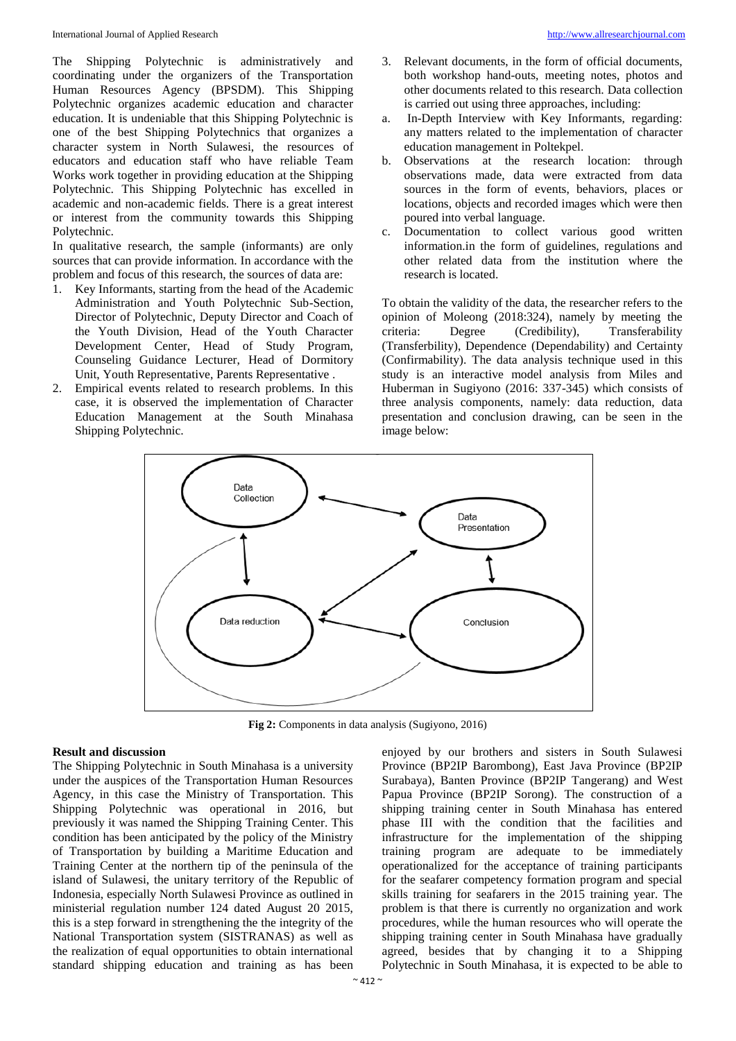The Shipping Polytechnic is administratively and coordinating under the organizers of the Transportation Human Resources Agency (BPSDM). This Shipping Polytechnic organizes academic education and character education. It is undeniable that this Shipping Polytechnic is one of the best Shipping Polytechnics that organizes a character system in North Sulawesi, the resources of educators and education staff who have reliable Team Works work together in providing education at the Shipping Polytechnic. This Shipping Polytechnic has excelled in academic and non-academic fields. There is a great interest or interest from the community towards this Shipping Polytechnic.

In qualitative research, the sample (informants) are only sources that can provide information. In accordance with the problem and focus of this research, the sources of data are:

1. Key Informants, starting from the head of the Academic Administration and Youth Polytechnic Sub-Section, Director of Polytechnic, Deputy Director and Coach of the Youth Division, Head of the Youth Character Development Center, Head of Study Program, Counseling Guidance Lecturer, Head of Dormitory Unit, Youth Representative, Parents Representative .
2. Empirical events related to research problems. In this case, it is observed the implementation of Character Education Management at the South Minahasa Shipping Polytechnic.
3. Relevant documents, in the form of official documents, both workshop hand-outs, meeting notes, photos and other documents related to this research. Data collection is carried out using three approaches, including:

a. In-Depth Interview with Key Informants, regarding: any matters related to the implementation of character education management in Poltekpel.

b. Observations at the research location: through observations made, data were extracted from data sources in the form of events, behaviors, places or locations, objects and recorded images which were then poured into verbal language.

c. Documentation to collect various good written information.in the form of guidelines, regulations and other related data from the institution where the research is located.

To obtain the validity of the data, the researcher refers to the opinion of Moleong (2018:324), namely by meeting the criteria: Degree (Credibility), Transferability (Transferbility), Dependence (Dependability) and Certainty (Confirmability). The data analysis technique used in this study is an interactive model analysis from Miles and Huberman in Sugiyono (2016: 337-345) which consists of three analysis components, namely: data reduction, data presentation and conclusion drawing, can be seen in the image below:

**Fig 2:** Components in data analysis (Sugiyono, 2016)

## Result and discussion

The Shipping Polytechnic in South Minahasa is a university under the auspices of the Transportation Human Resources Agency, in this case the Ministry of Transportation. This Shipping Polytechnic was operational in 2016, but previously it was named the Shipping Training Center. This condition has been anticipated by the policy of the Ministry of Transportation by building a Maritime Education and Training Center at the northern tip of the peninsula of the island of Sulawesi, the unitary territory of the Republic of Indonesia, especially North Sulawesi Province as outlined in ministerial regulation number 124 dated August 20 2015, this is a step forward in strengthening the the integrity of the National Transportation system (SISTRANAS) as well as the realization of equal opportunities to obtain international standard shipping education and training as has been enjoyed by our brothers and sisters in South Sulawesi Province (BP2IP Barombong), East Java Province (BP2IP Surabaya), Banten Province (BP2IP Tangerang) and West Papua Province (BP2IP Sorong). The construction of a shipping training center in South Minahasa has entered phase III with the condition that the facilities and infrastructure for the implementation of the shipping training program are adequate to be immediately operationalized for the acceptance of training participants for the seafarer competency formation program and special skills training for seafarers in the 2015 training year. The problem is that there is currently no organization and work procedures, while the human resources who will operate the shipping training center in South Minahasa have gradually agreed, besides that by changing it to a Shipping Polytechnic in South Minahasa, it is expected to be able to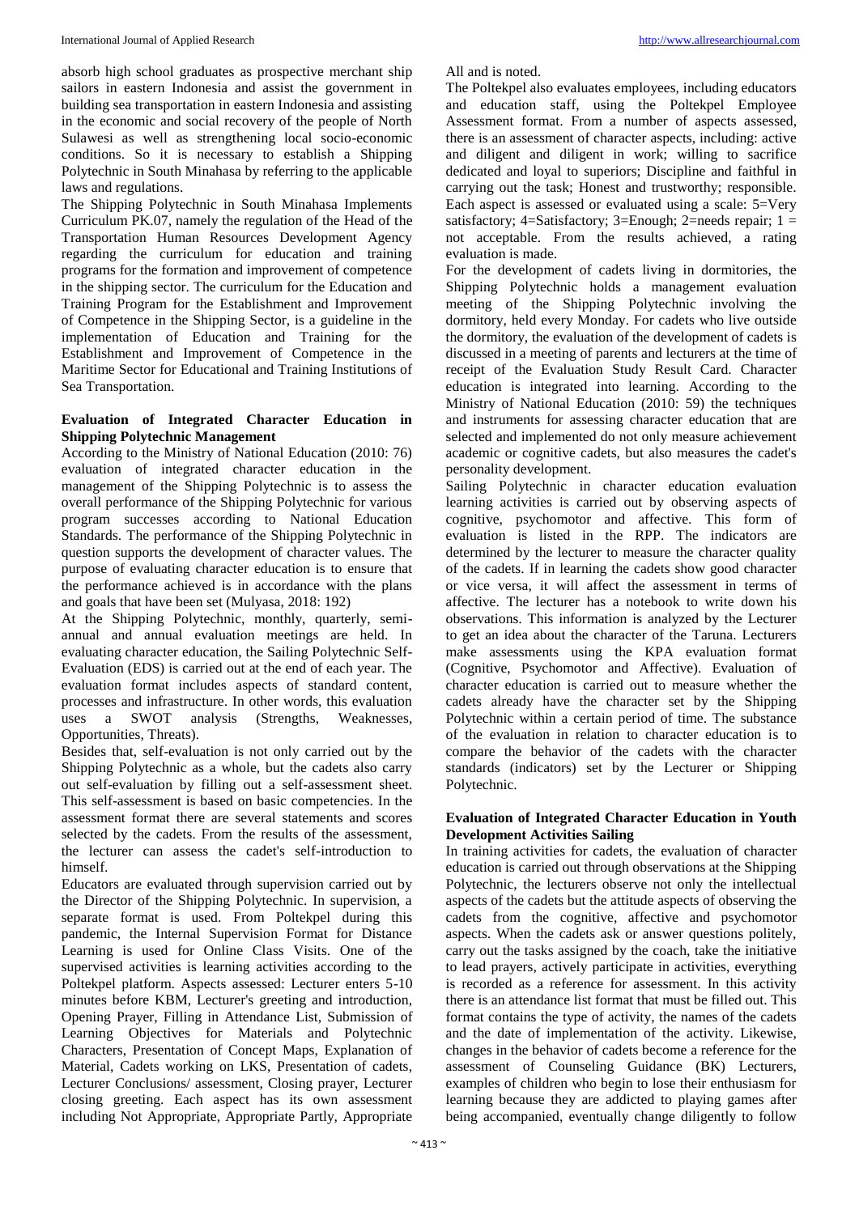absorb high school graduates as prospective merchant ship sailors in eastern Indonesia and assist the government in building sea transportation in eastern Indonesia and assisting in the economic and social recovery of the people of North Sulawesi as well as strengthening local socio-economic conditions. So it is necessary to establish a Shipping Polytechnic in South Minahasa by referring to the applicable laws and regulations.

The Shipping Polytechnic in South Minahasa Implements Curriculum PK.07, namely the regulation of the Head of the Transportation Human Resources Development Agency regarding the curriculum for education and training programs for the formation and improvement of competence in the shipping sector. The curriculum for the Education and Training Program for the Establishment and Improvement of Competence in the Shipping Sector, is a guideline in the implementation of Education and Training for the Establishment and Improvement of Competence in the Maritime Sector for Educational and Training Institutions of Sea Transportation.

**Evaluation of Integrated Character Education in Shipping Polytechnic Management**

According to the Ministry of National Education (2010: 76) evaluation of integrated character education in the management of the Shipping Polytechnic is to assess the overall performance of the Shipping Polytechnic for various program successes according to National Education Standards. The performance of the Shipping Polytechnic in question supports the development of character values. The purpose of evaluating character education is to ensure that the performance achieved is in accordance with the plans and goals that have been set (Mulyasa, 2018: 192)

At the Shipping Polytechnic, monthly, quarterly, semi-annual and annual evaluation meetings are held. In evaluating character education, the Sailing Polytechnic Self-Evaluation (EDS) is carried out at the end of each year. The evaluation format includes aspects of standard content, processes and infrastructure. In other words, this evaluation uses a SWOT analysis (Strengths, Weaknesses, Opportunities, Threats).

Besides that, self-evaluation is not only carried out by the Shipping Polytechnic as a whole, but the cadets also carry out self-evaluation by filling out a self-assessment sheet. This self-assessment is based on basic competencies. In the assessment format there are several statements and scores selected by the cadets. From the results of the assessment, the lecturer can assess the cadet's self-introduction to himself.

Educators are evaluated through supervision carried out by the Director of the Shipping Polytechnic. In supervision, a separate format is used. From Poltekpel during this pandemic, the Internal Supervision Format for Distance Learning is used for Online Class Visits. One of the supervised activities is learning activities according to the Poltekpel platform. Aspects assessed: Lecturer enters 5-10 minutes before KBM, Lecturer's greeting and introduction, Opening Prayer, Filling in Attendance List, Submission of Learning Objectives for Materials and Polytechnic Characters, Presentation of Concept Maps, Explanation of Material, Cadets working on LKS, Presentation of cadets, Lecturer Conclusions/ assessment, Closing prayer, Lecturer closing greeting. Each aspect has its own assessment including Not Appropriate, Appropriate Partly, Appropriate All and is noted.

The Poltekpel also evaluates employees, including educators and education staff, using the Poltekpel Employee Assessment format. From a number of aspects assessed, there is an assessment of character aspects, including: active and diligent and diligent in work; willing to sacrifice dedicated and loyal to superiors; Discipline and faithful in carrying out the task; Honest and trustworthy; responsible. Each aspect is assessed or evaluated using a scale: 5=Very satisfactory; 4=Satisfactory; 3=Enough; 2=needs repair; 1 = not acceptable. From the results achieved, a rating evaluation is made.

For the development of cadets living in dormitories, the Shipping Polytechnic holds a management evaluation meeting of the Shipping Polytechnic involving the dormitory, held every Monday. For cadets who live outside the dormitory, the evaluation of the development of cadets is discussed in a meeting of parents and lecturers at the time of receipt of the Evaluation Study Result Card. Character education is integrated into learning. According to the Ministry of National Education (2010: 59) the techniques and instruments for assessing character education that are selected and implemented do not only measure achievement academic or cognitive cadets, but also measures the cadet's personality development.

Sailing Polytechnic in character education evaluation learning activities is carried out by observing aspects of cognitive, psychomotor and affective. This form of evaluation is listed in the RPP. The indicators are determined by the lecturer to measure the character quality of the cadets. If in learning the cadets show good character or vice versa, it will affect the assessment in terms of affective. The lecturer has a notebook to write down his observations. This information is analyzed by the Lecturer to get an idea about the character of the Taruna. Lecturers make assessments using the KPA evaluation format (Cognitive, Psychomotor and Affective). Evaluation of character education is carried out to measure whether the cadets already have the character set by the Shipping Polytechnic within a certain period of time. The substance of the evaluation in relation to character education is to compare the behavior of the cadets with the character standards (indicators) set by the Lecturer or Shipping Polytechnic.

**Evaluation of Integrated Character Education in Youth Development Activities Sailing**

In training activities for cadets, the evaluation of character education is carried out through observations at the Shipping Polytechnic, the lecturers observe not only the intellectual aspects of the cadets but the attitude aspects of observing the cadets from the cognitive, affective and psychomotor aspects. When the cadets ask or answer questions politely, carry out the tasks assigned by the coach, take the initiative to lead prayers, actively participate in activities, everything is recorded as a reference for assessment. In this activity there is an attendance list format that must be filled out. This format contains the type of activity, the names of the cadets and the date of implementation of the activity. Likewise, changes in the behavior of cadets become a reference for the assessment of Counseling Guidance (BK) Lecturers, examples of children who begin to lose their enthusiasm for learning because they are addicted to playing games after being accompanied, eventually change diligently to follow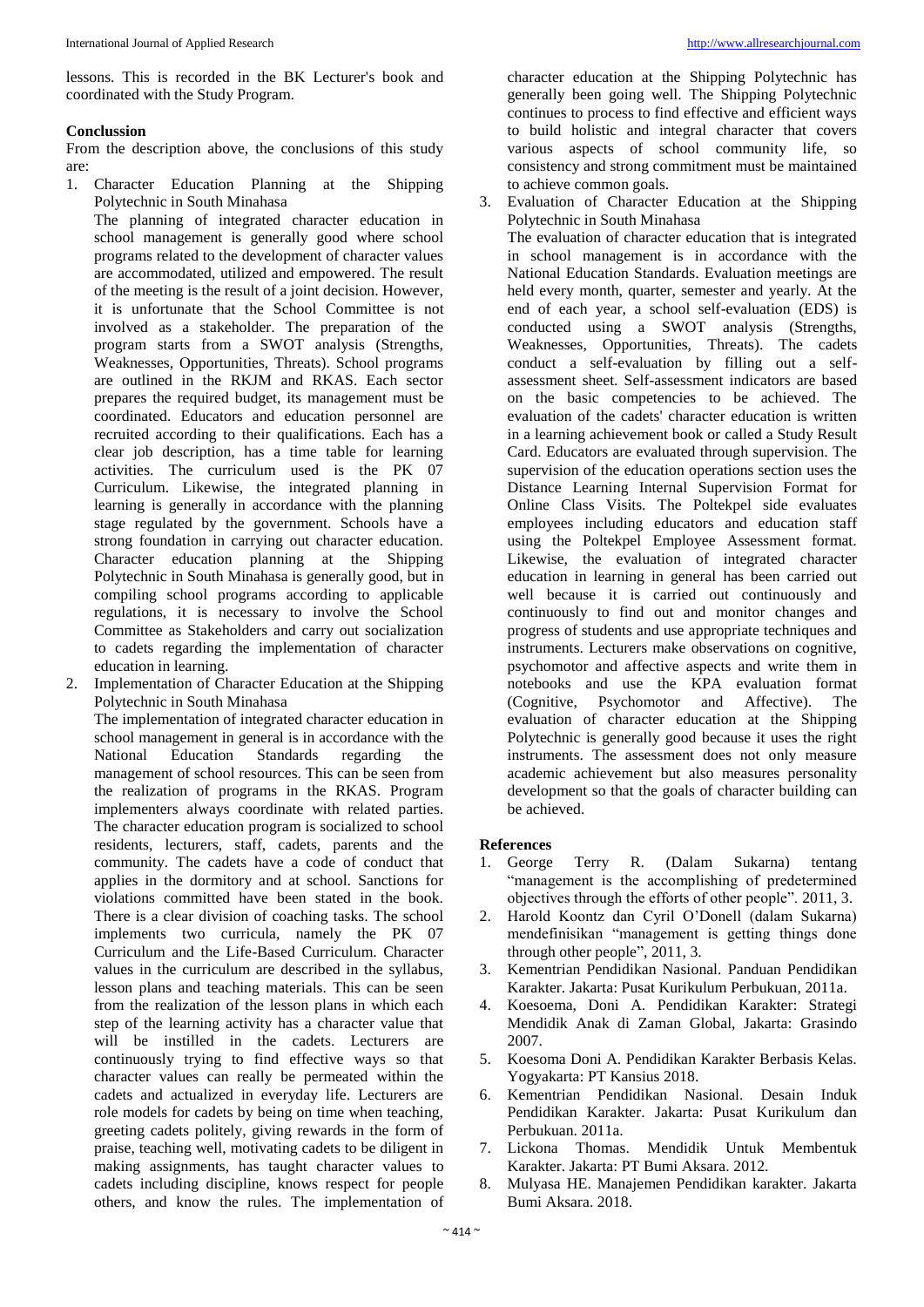lessons. This is recorded in the BK Lecturer's book and coordinated with the Study Program.

## Conclussion

From the description above, the conclusions of this study are:

1. Character Education Planning at the Shipping Polytechnic in South Minahasa
   The planning of integrated character education in school management is generally good where school programs related to the development of character values are accommodated, utilized and empowered. The result of the meeting is the result of a joint decision. However, it is unfortunate that the School Committee is not involved as a stakeholder. The preparation of the program starts from a SWOT analysis (Strengths, Weaknesses, Opportunities, Threats). School programs are outlined in the RKJM and RKAS. Each sector prepares the required budget, its management must be coordinated. Educators and education personnel are recruited according to their qualifications. Each has a clear job description, has a time table for learning activities. The curriculum used is the PK 07 Curriculum. Likewise, the integrated planning in learning is generally in accordance with the planning stage regulated by the government. Schools have a strong foundation in carrying out character education. Character education planning at the Shipping Polytechnic in South Minahasa is generally good, but in compiling school programs according to applicable regulations, it is necessary to involve the School Committee as Stakeholders and carry out socialization to cadets regarding the implementation of character education in learning.
2. Implementation of Character Education at the Shipping Polytechnic in South Minahasa
   The implementation of integrated character education in school management in general is in accordance with the National Education Standards regarding the management of school resources. This can be seen from the realization of programs in the RKAS. Program implementers always coordinate with related parties. The character education program is socialized to school residents, lecturers, staff, cadets, parents and the community. The cadets have a code of conduct that applies in the dormitory and at school. Sanctions for violations committed have been stated in the book. There is a clear division of coaching tasks. The school implements two curricula, namely the PK 07 Curriculum and the Life-Based Curriculum. Character values in the curriculum are described in the syllabus, lesson plans and teaching materials. This can be seen from the realization of the lesson plans in which each step of the learning activity has a character value that will be instilled in the cadets. Lecturers are continuously trying to find effective ways so that character values can really be permeated within the cadets and actualized in everyday life. Lecturers are role models for cadets by being on time when teaching, greeting cadets politely, giving rewards in the form of praise, teaching well, motivating cadets to be diligent in making assignments, has taught character values to cadets including discipline, knows respect for people others, and know the rules. The implementation of character education at the Shipping Polytechnic has generally been going well. The Shipping Polytechnic continues to process to find effective and efficient ways to build holistic and integral character that covers various aspects of school community life, so consistency and strong commitment must be maintained to achieve common goals.
3. Evaluation of Character Education at the Shipping Polytechnic in South Minahasa
   The evaluation of character education that is integrated in school management is in accordance with the National Education Standards. Evaluation meetings are held every month, quarter, semester and yearly. At the end of each year, a school self-evaluation (EDS) is conducted using a SWOT analysis (Strengths, Weaknesses, Opportunities, Threats). The cadets conduct a self-evaluation by filling out a self-assessment sheet. Self-assessment indicators are based on the basic competencies to be achieved. The evaluation of the cadets' character education is written in a learning achievement book or called a Study Result Card. Educators are evaluated through supervision. The supervision of the education operations section uses the Distance Learning Internal Supervision Format for Online Class Visits. The Poltekpel side evaluates employees including educators and education staff using the Poltekpel Employee Assessment format. Likewise, the evaluation of integrated character education in learning in general has been carried out well because it is carried out continuously and continuously to find out and monitor changes and progress of students and use appropriate techniques and instruments. Lecturers make observations on cognitive, psychomotor and affective aspects and write them in notebooks and use the KPA evaluation format (Cognitive, Psychomotor and Affective). The evaluation of character education at the Shipping Polytechnic is generally good because it uses the right instruments. The assessment does not only measure academic achievement but also measures personality development so that the goals of character building can be achieved.

## References

1. George Terry R. (Dalam Sukarna) tentang "management is the accomplishing of predetermined objectives through the efforts of other people". 2011, 3.
2. Harold Koontz dan Cyril O'Donell (dalam Sukarna) mendefinisikan "management is getting things done through other people", 2011, 3.
3. Kementrian Pendidikan Nasional. Panduan Pendidikan Karakter. Jakarta: Pusat Kurikulum Perbukuan, 2011a.
4. Koesoema, Doni A. Pendidikan Karakter: Strategi Mendidik Anak di Zaman Global, Jakarta: Grasindo 2007.
5. Koesoma Doni A. Pendidikan Karakter Berbasis Kelas. Yogyakarta: PT Kansius 2018.
6. Kementrian Pendidikan Nasional. Desain Induk Pendidikan Karakter. Jakarta: Pusat Kurikulum dan Perbukuan. 2011a.
7. Lickona Thomas. Mendidik Untuk Membentuk Karakter. Jakarta: PT Bumi Aksara. 2012.
8. Mulyasa HE. Manajemen Pendidikan karakter. Jakarta Bumi Aksara. 2018.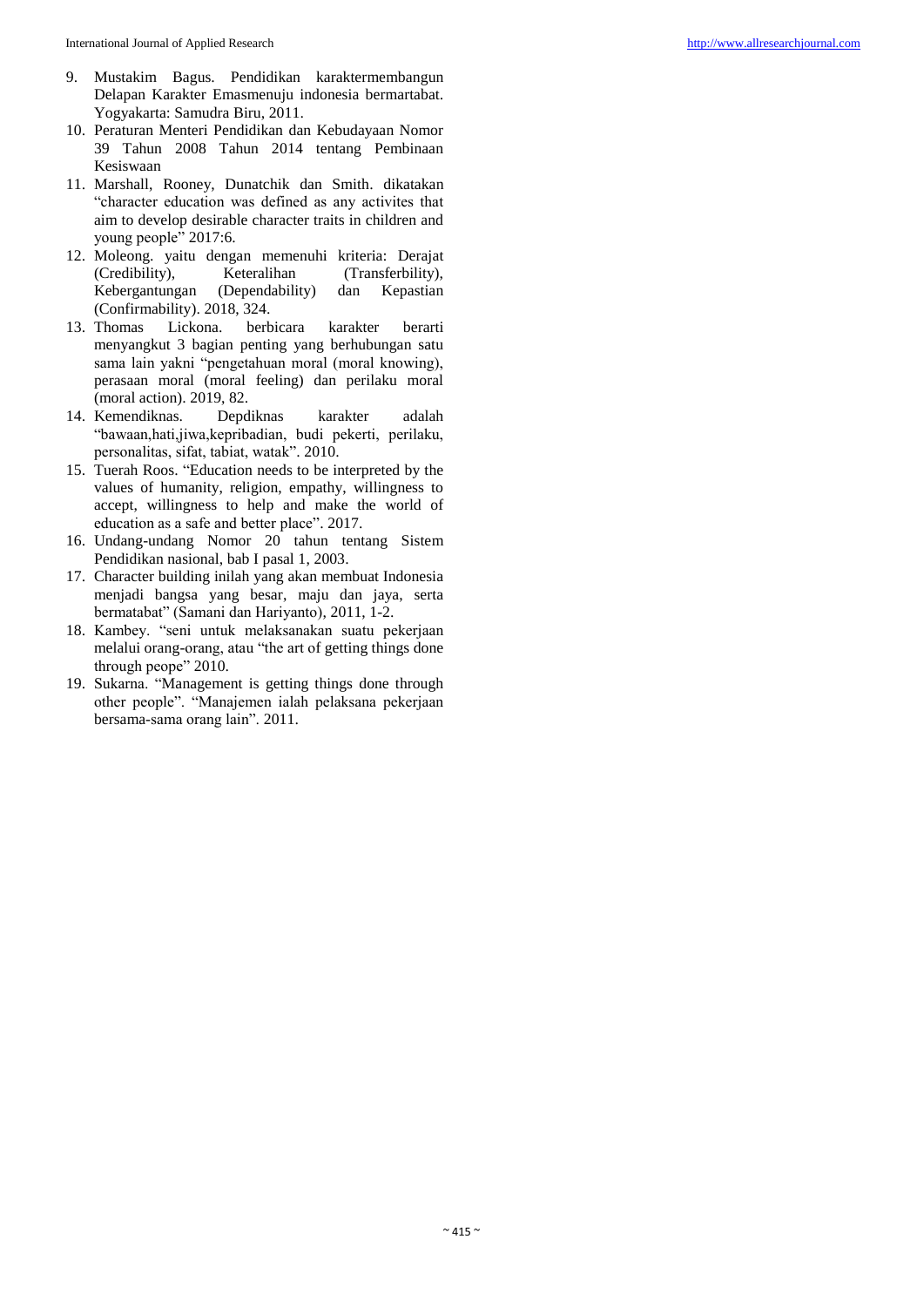9. Mustakim Bagus. Pendidikan karaktermembangun Delapan Karakter Emasmenuju indonesia bermartabat. Yogyakarta: Samudra Biru, 2011.
10. Peraturan Menteri Pendidikan dan Kebudayaan Nomor 39 Tahun 2008 Tahun 2014 tentang Pembinaan Kesiswaan
11. Marshall, Rooney, Dunatchik dan Smith. dikatakan "character education was defined as any activites that aim to develop desirable character traits in children and young people" 2017:6.
12. Moleong. yaitu dengan memenuhi kriteria: Derajat (Credibility), Keteralihan (Transferbility), Kebergantungan (Dependability) dan Kepastian (Confirmability). 2018, 324.
13. Thomas Lickona. berbicara karakter berarti menyangkut 3 bagian penting yang berhubungan satu sama lain yakni "pengetahuan moral (moral knowing), perasaan moral (moral feeling) dan perilaku moral (moral action). 2019, 82.
14. Kemendiknas. Depdiknas karakter adalah "bawaan,hati,jiwa,kepribadian, budi pekerti, perilaku, personalitas, sifat, tabiat, watak". 2010.
15. Tuerah Roos. "Education needs to be interpreted by the values of humanity, religion, empathy, willingness to accept, willingness to help and make the world of education as a safe and better place". 2017.
16. Undang-undang Nomor 20 tahun tentang Sistem Pendidikan nasional, bab I pasal 1, 2003.
17. Character building inilah yang akan membuat Indonesia menjadi bangsa yang besar, maju dan jaya, serta bermatabat" (Samani dan Hariyanto), 2011, 1-2.
18. Kambey. "seni untuk melaksanakan suatu pekerjaan melalui orang-orang, atau "the art of getting things done through peope" 2010.
19. Sukarna. "Management is getting things done through other people". "Manajemen ialah pelaksana pekerjaan bersama-sama orang lain". 2011.